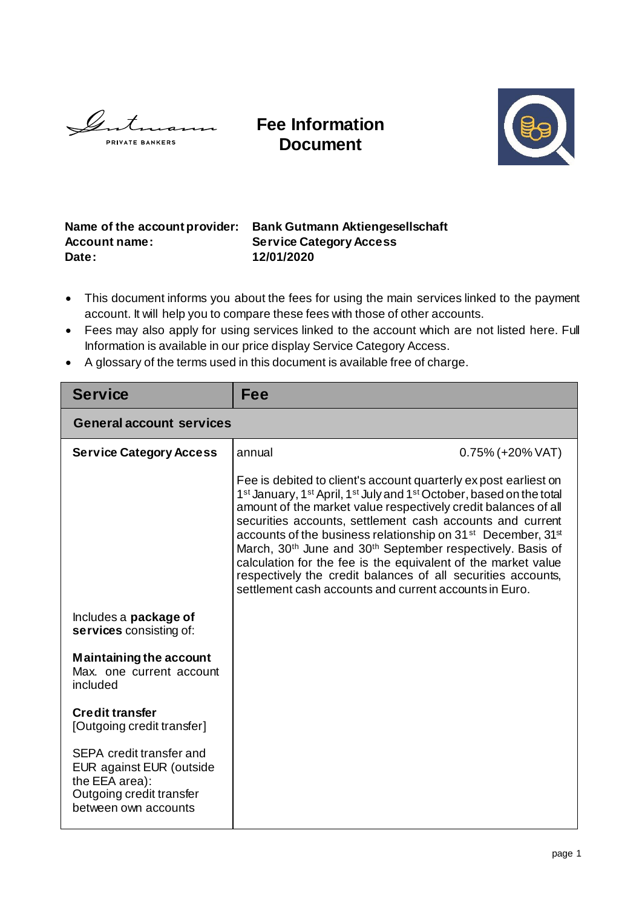# Fee Information Document

**Name of the account provider:** **Bank Gutmann Aktiengesellschaft**
**Account name:** **Service Category Access**
**Date:** **12/01/2020**

- This document informs you about the fees for using the main services linked to the payment account. It will help you to compare these fees with those of other accounts.
- Fees may also apply for using services linked to the account which are not listed here. Full Information is available in our price display Service Category Access.
- A glossary of the terms used in this document is available free of charge.

| Service | Fee | |
|---|---|---|
| **General account services** | | |
| **Service Category Access** | annual | 0.75% (+20% VAT) |
| | Fee is debited to client's account quarterly ex post earliest on 1st January, 1st April, 1st July and 1st October, based on the total amount of the market value respectively credit balances of all securities accounts, settlement cash accounts and current accounts of the business relationship on 31st December, 31st March, 30th June and 30th September respectively. Basis of calculation for the fee is the equivalent of the market value respectively the credit balances of all securities accounts, settlement cash accounts and current accounts in Euro. | |
| Includes a **package of services** consisting of: | | |
| **Maintaining the account** Max. one current account included | | |
| **Credit transfer** [Outgoing credit transfer] | | |
| SEPA credit transfer and EUR against EUR (outside the EEA area): Outgoing credit transfer between own accounts | | |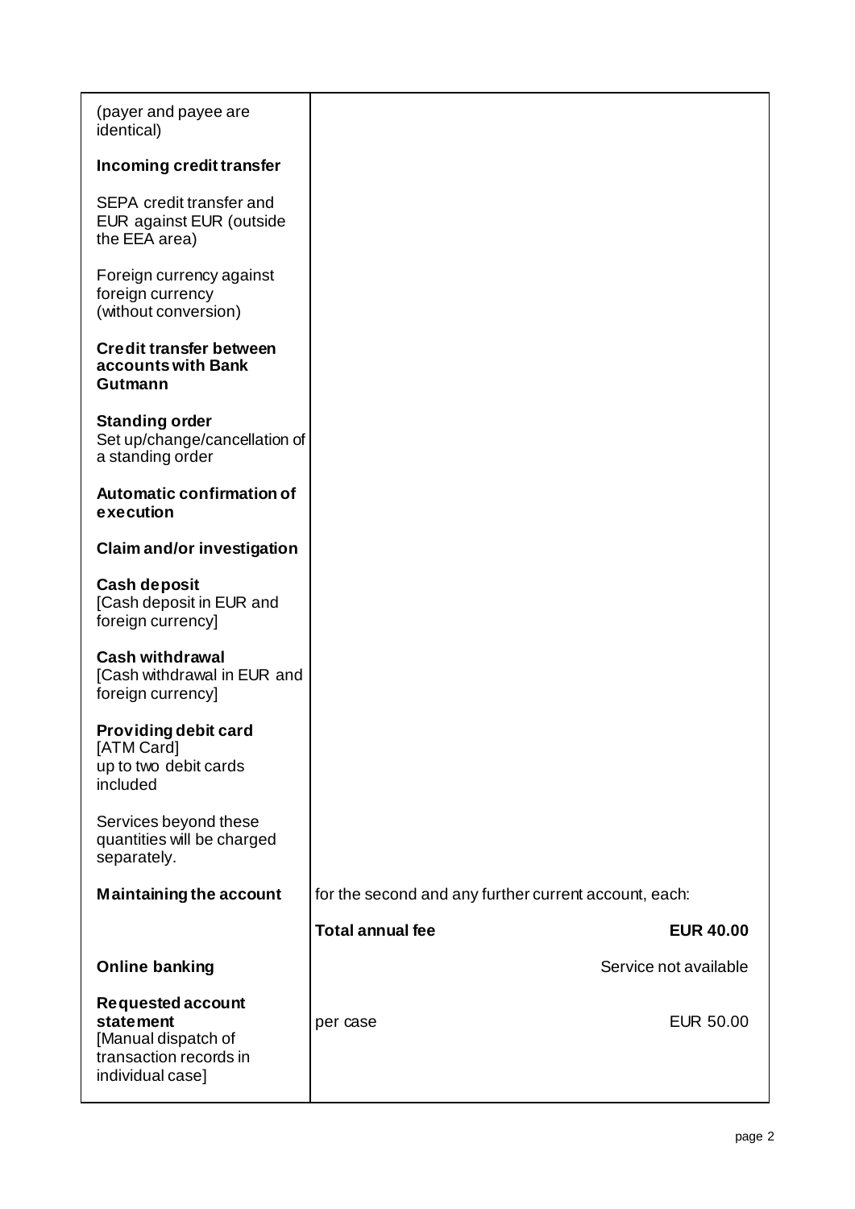| | | |
|---|---|---|
| (payer and payee are identical)<br><br>**Incoming credit transfer**<br><br>SEPA credit transfer and EUR against EUR (outside the EEA area)<br><br>Foreign currency against foreign currency (without conversion)<br><br>**Credit transfer between accounts with Bank Gutmann**<br><br>**Standing order**<br>Set up/change/cancellation of a standing order<br><br>**Automatic confirmation of execution**<br><br>**Claim and/or investigation**<br><br>**Cash deposit**<br>[Cash deposit in EUR and foreign currency]<br><br>**Cash withdrawal**<br>[Cash withdrawal in EUR and foreign currency]<br><br>**Providing debit card**<br>[ATM Card]<br>up to two debit cards included<br><br>Services beyond these quantities will be charged separately. | | |
| **Maintaining the account** | for the second and any further current account, each: | |
| | **Total annual fee** | **EUR 40.00** |
| **Online banking** | | Service not available |
| **Requested account statement**<br>[Manual dispatch of transaction records in individual case] | per case | EUR 50.00 |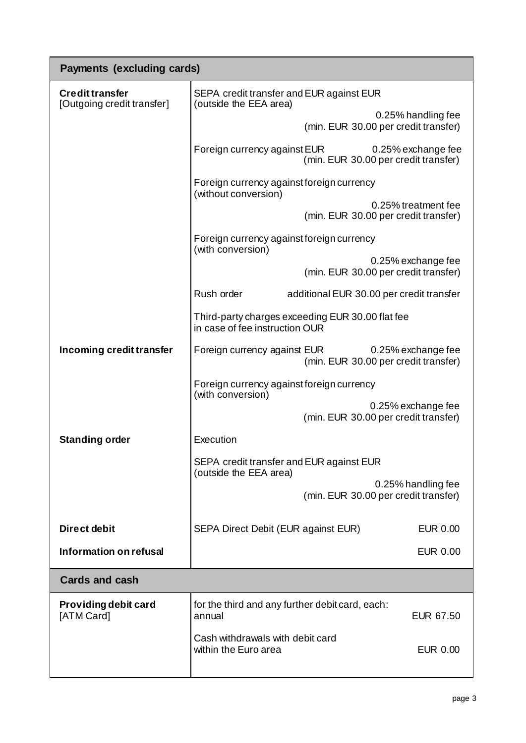| Payments (excluding cards) | |
|---|---|
| **Credit transfer** [Outgoing credit transfer] | SEPA credit transfer and EUR against EUR (outside the EEA area) 0.25% handling fee (min. EUR 30.00 per credit transfer) |
| | Foreign currency against EUR 0.25% exchange fee (min. EUR 30.00 per credit transfer) |
| | Foreign currency against foreign currency (without conversion) 0.25% treatment fee (min. EUR 30.00 per credit transfer) |
| | Foreign currency against foreign currency (with conversion) 0.25% exchange fee (min. EUR 30.00 per credit transfer) |
| | Rush order additional EUR 30.00 per credit transfer |
| | Third-party charges exceeding EUR 30.00 flat fee in case of fee instruction OUR |
| **Incoming credit transfer** | Foreign currency against EUR 0.25% exchange fee (min. EUR 30.00 per credit transfer) |
| | Foreign currency against foreign currency (with conversion) 0.25% exchange fee (min. EUR 30.00 per credit transfer) |
| **Standing order** | Execution |
| | SEPA credit transfer and EUR against EUR (outside the EEA area) 0.25% handling fee (min. EUR 30.00 per credit transfer) |
| **Direct debit** | SEPA Direct Debit (EUR against EUR) EUR 0.00 |
| **Information on refusal** | EUR 0.00 |

| Cards and cash | |
|---|---|
| **Providing debit card** [ATM Card] | for the third and any further debit card, each: annual EUR 67.50 |
| | Cash withdrawals with debit card within the Euro area EUR 0.00 |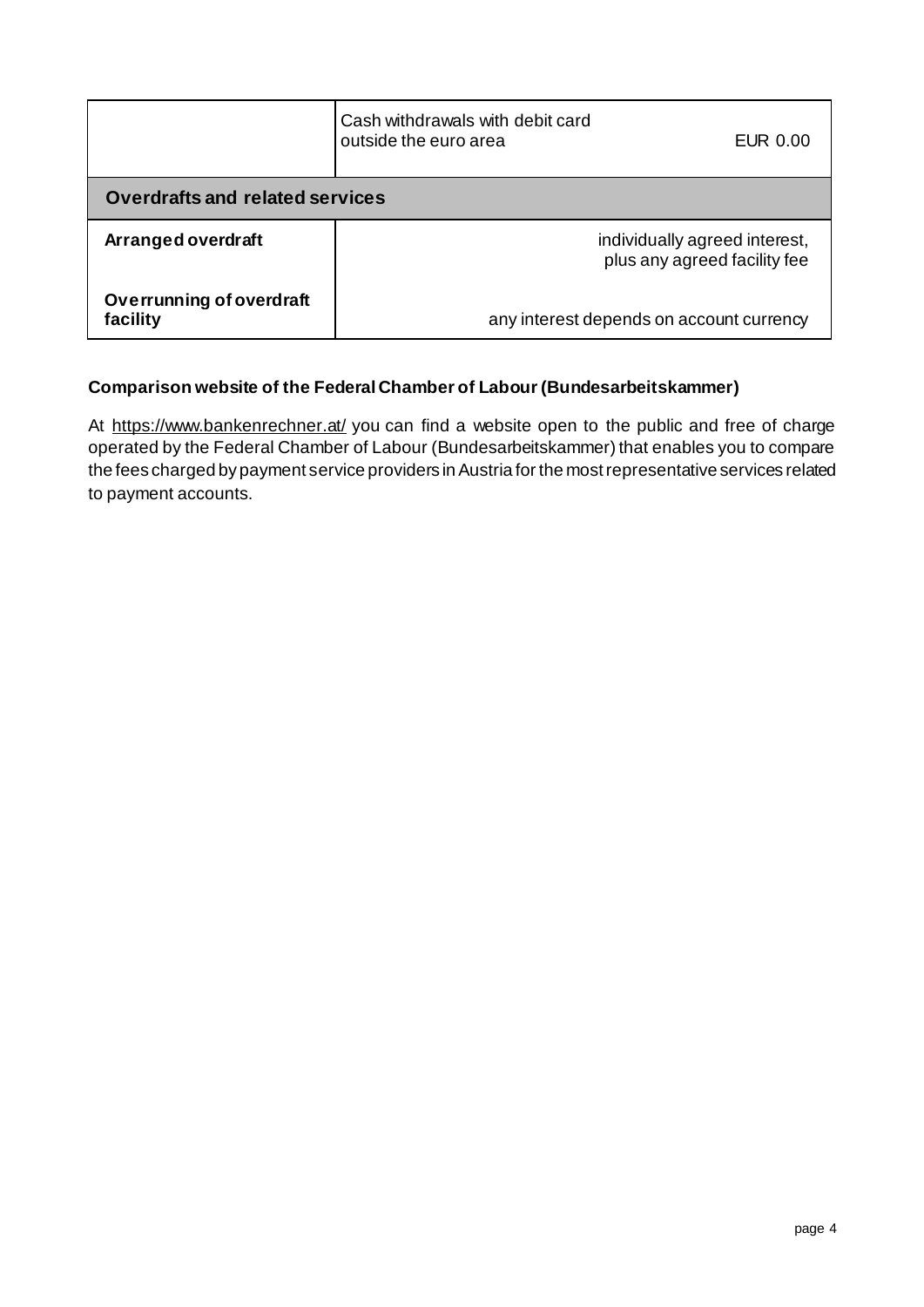| | |
|---|---|
| | Cash withdrawals with debit card outside the euro area EUR 0.00 |
| **Overdrafts and related services** | |
| **Arranged overdraft** | individually agreed interest, plus any agreed facility fee |
| **Overrunning of overdraft facility** | any interest depends on account currency |

**Comparison website of the Federal Chamber of Labour (Bundesarbeitskammer)**

At https://www.bankenrechner.at/ you can find a website open to the public and free of charge operated by the Federal Chamber of Labour (Bundesarbeitskammer) that enables you to compare the fees charged by payment service providers in Austria for the most representative services related to payment accounts.